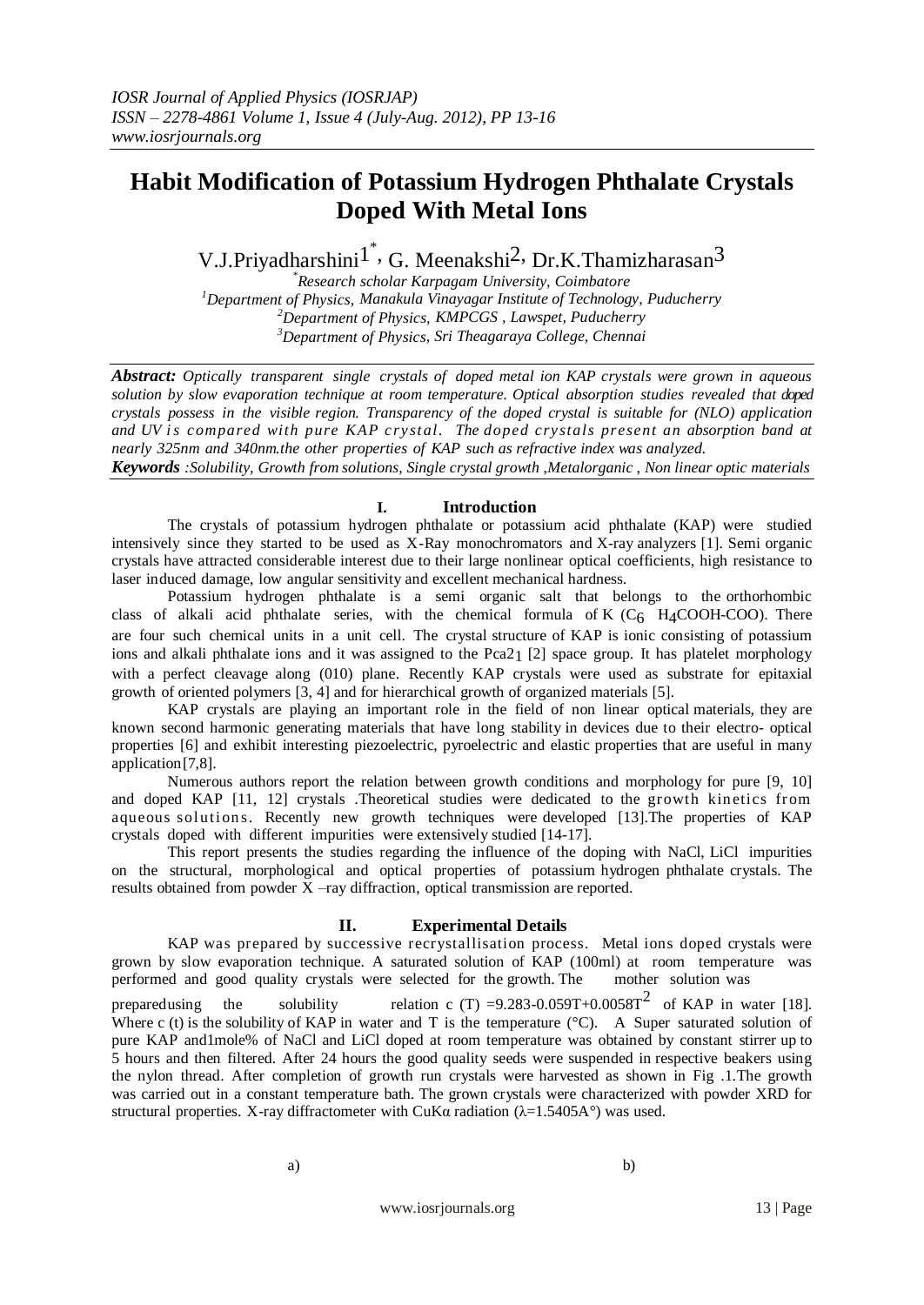# Habit Modification of Potassium Hydrogen Phthalate Crystals Doped With Metal Ions

V.J.Priyadharshini[1*], G. Meenakshi[2], Dr.K.Thamizharasan[3]

*[*]Research scholar Karpagam University, Coimbatore*
*[1]Department of Physics, Manakula Vinayagar Institute of Technology, Puducherry*
*[2]Department of Physics, KMPCGS , Lawspet, Puducherry*
*[3]Department of Physics, Sri Theagaraya College, Chennai*

***Abstract:*** *Optically transparent single crystals of doped metal ion KAP crystals were grown in aqueous solution by slow evaporation technique at room temperature. Optical absorption studies revealed that doped crystals possess in the visible region. Transparency of the doped crystal is suitable for (NLO) application and UV is compared with pure KAP crystal. The doped crystals present an absorption band at nearly 325nm and 340nm.the other properties of KAP such as refractive index was analyzed.*

***Keywords*** *:Solubility, Growth from solutions, Single crystal growth ,Metalorganic , Non linear optic materials*

## I. Introduction

The crystals of potassium hydrogen phthalate or potassium acid phthalate (KAP) were studied intensively since they started to be used as X-Ray monochromators and X-ray analyzers [1]. Semi organic crystals have attracted considerable interest due to their large nonlinear optical coefficients, high resistance to laser induced damage, low angular sensitivity and excellent mechanical hardness.

Potassium hydrogen phthalate is a semi organic salt that belongs to the orthorhombic class of alkali acid phthalate series, with the chemical formula of K ($C_6$ $H_4$COOH-COO). There are four such chemical units in a unit cell. The crystal structure of KAP is ionic consisting of potassium ions and alkali phthalate ions and it was assigned to the $Pca2_1$ [2] space group. It has platelet morphology with a perfect cleavage along (010) plane. Recently KAP crystals were used as substrate for epitaxial growth of oriented polymers [3, 4] and for hierarchical growth of organized materials [5].

KAP crystals are playing an important role in the field of non linear optical materials, they are known second harmonic generating materials that have long stability in devices due to their electro- optical properties [6] and exhibit interesting piezoelectric, pyroelectric and elastic properties that are useful in many application[7,8].

Numerous authors report the relation between growth conditions and morphology for pure [9, 10] and doped KAP [11, 12] crystals .Theoretical studies were dedicated to the growth kinetics from aqueous solutions. Recently new growth techniques were developed [13].The properties of KAP crystals doped with different impurities were extensively studied [14-17].

This report presents the studies regarding the influence of the doping with NaCl, LiCl impurities on the structural, morphological and optical properties of potassium hydrogen phthalate crystals. The results obtained from powder X –ray diffraction, optical transmission are reported.

## II. Experimental Details

KAP was prepared by successive recrystallisation process. Metal ions doped crystals were grown by slow evaporation technique. A saturated solution of KAP (100ml) at room temperature was performed and good quality crystals were selected for the growth. The mother solution was preparedusing the solubility relation $c(T) = 9.283 - 0.059T + 0.0058T^2$ of KAP in water [18]. Where c (t) is the solubility of KAP in water and T is the temperature (°C). A Super saturated solution of pure KAP and1mole% of NaCl and LiCl doped at room temperature was obtained by constant stirrer up to 5 hours and then filtered. After 24 hours the good quality seeds were suspended in respective beakers using the nylon thread. After completion of growth run crystals were harvested as shown in Fig .1.The growth was carried out in a constant temperature bath. The grown crystals were characterized with powder XRD for structural properties. X-ray diffractometer with CuKα radiation (λ=1.5405A°) was used.

a) b)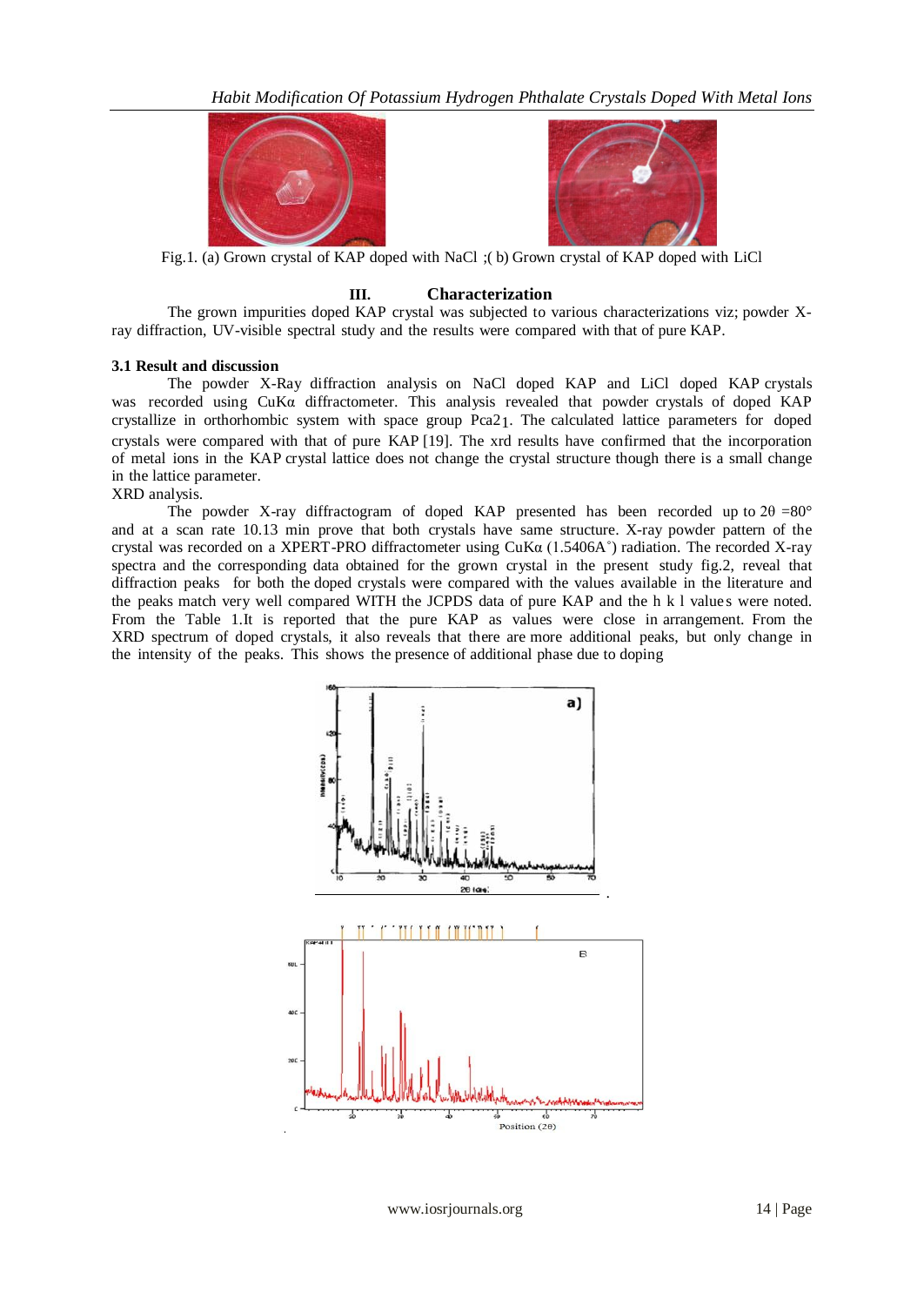Fig.1. (a) Grown crystal of KAP doped with NaCl ;( b) Grown crystal of KAP doped with LiCl

## III. Characterization

The grown impurities doped KAP crystal was subjected to various characterizations viz; powder X-ray diffraction, UV-visible spectral study and the results were compared with that of pure KAP.

### 3.1 Result and discussion

The powder X-Ray diffraction analysis on NaCl doped KAP and LiCl doped KAP crystals was recorded using CuKα diffractometer. This analysis revealed that powder crystals of doped KAP crystallize in orthorhombic system with space group $Pca2_1$. The calculated lattice parameters for doped crystals were compared with that of pure KAP [19]. The xrd results have confirmed that the incorporation of metal ions in the KAP crystal lattice does not change the crystal structure though there is a small change in the lattice parameter.

XRD analysis.

The powder X-ray diffractogram of doped KAP presented has been recorded up to $2\theta = 80°$ and at a scan rate 10.13 min prove that both crystals have same structure. X-ray powder pattern of the crystal was recorded on a XPERT-PRO diffractometer using CuKα (1.5406A˚) radiation. The recorded X-ray spectra and the corresponding data obtained for the grown crystal in the present study fig.2, reveal that diffraction peaks for both the doped crystals were compared with the values available in the literature and the peaks match very well compared WITH the JCPDS data of pure KAP and the h k l values were noted. From the Table 1.It is reported that the pure KAP as values were close in arrangement. From the XRD spectrum of doped crystals, it also reveals that there are more additional peaks, but only change in the intensity of the peaks. This shows the presence of additional phase due to doping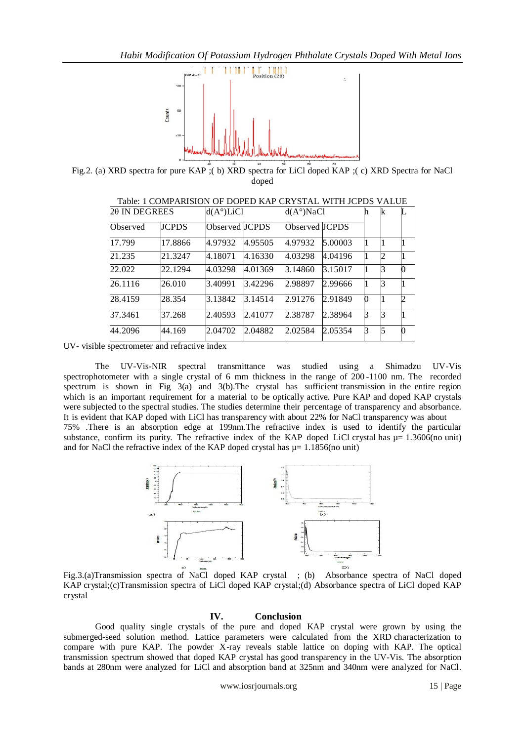Fig.2. (a) XRD spectra for pure KAP ;( b) XRD spectra for LiCl doped KAP ;( c) XRD Spectra for NaCl doped

Table: 1 COMPARISION OF DOPED KAP CRYSTAL WITH JCPDS VALUE

| 2θ IN DEGREES | | d(A°)LiCl | | d(A°)NaCl | | h | k | L |
|---|---|---|---|---|---|---|---|---|
| Observed | JCPDS | Observed | JCPDS | Observed | JCPDS | | | |
| 17.799 | 17.8866 | 4.97932 | 4.95505 | 4.97932 | 5.00003 | 1 | 1 | 1 |
| 21.235 | 21.3247 | 4.18071 | 4.16330 | 4.03298 | 4.04196 | 1 | 2 | 1 |
| 22.022 | 22.1294 | 4.03298 | 4.01369 | 3.14860 | 3.15017 | 1 | 3 | 0 |
| 26.1116 | 26.010 | 3.40991 | 3.42296 | 2.98897 | 2.99666 | 1 | 3 | 1 |
| 28.4159 | 28.354 | 3.13842 | 3.14514 | 2.91276 | 2.91849 | 0 | 1 | 2 |
| 37.3461 | 37.268 | 2.40593 | 2.41077 | 2.38787 | 2.38964 | 3 | 3 | 1 |
| 44.2096 | 44.169 | 2.04702 | 2.04882 | 2.02584 | 2.05354 | 3 | 5 | 0 |

UV- visible spectrometer and refractive index

The UV-Vis-NIR spectral transmittance was studied using a Shimadzu UV-Vis spectrophotometer with a single crystal of 6 mm thickness in the range of 200 -1100 nm. The recorded spectrum is shown in Fig 3(a) and 3(b).The crystal has sufficient transmission in the entire region which is an important requirement for a material to be optically active. Pure KAP and doped KAP crystals were subjected to the spectral studies. The studies determine their percentage of transparency and absorbance. It is evident that KAP doped with LiCl has transparency with about 22% for NaCl transparency was about 75% .There is an absorption edge at 199nm.The refractive index is used to identify the particular substance, confirm its purity. The refractive index of the KAP doped LiCl crystal has μ= 1.3606(no unit) and for NaCl the refractive index of the KAP doped crystal has μ= 1.1856(no unit)

Fig.3.(a)Transmission spectra of NaCl doped KAP crystal ; (b) Absorbance spectra of NaCl doped KAP crystal;(c)Transmission spectra of LiCl doped KAP crystal;(d) Absorbance spectra of LiCl doped KAP crystal

## IV. Conclusion

Good quality single crystals of the pure and doped KAP crystal were grown by using the submerged-seed solution method. Lattice parameters were calculated from the XRD characterization to compare with pure KAP. The powder X-ray reveals stable lattice on doping with KAP. The optical transmission spectrum showed that doped KAP crystal has good transparency in the UV-Vis. The absorption bands at 280nm were analyzed for LiCl and absorption band at 325nm and 340nm were analyzed for NaCl.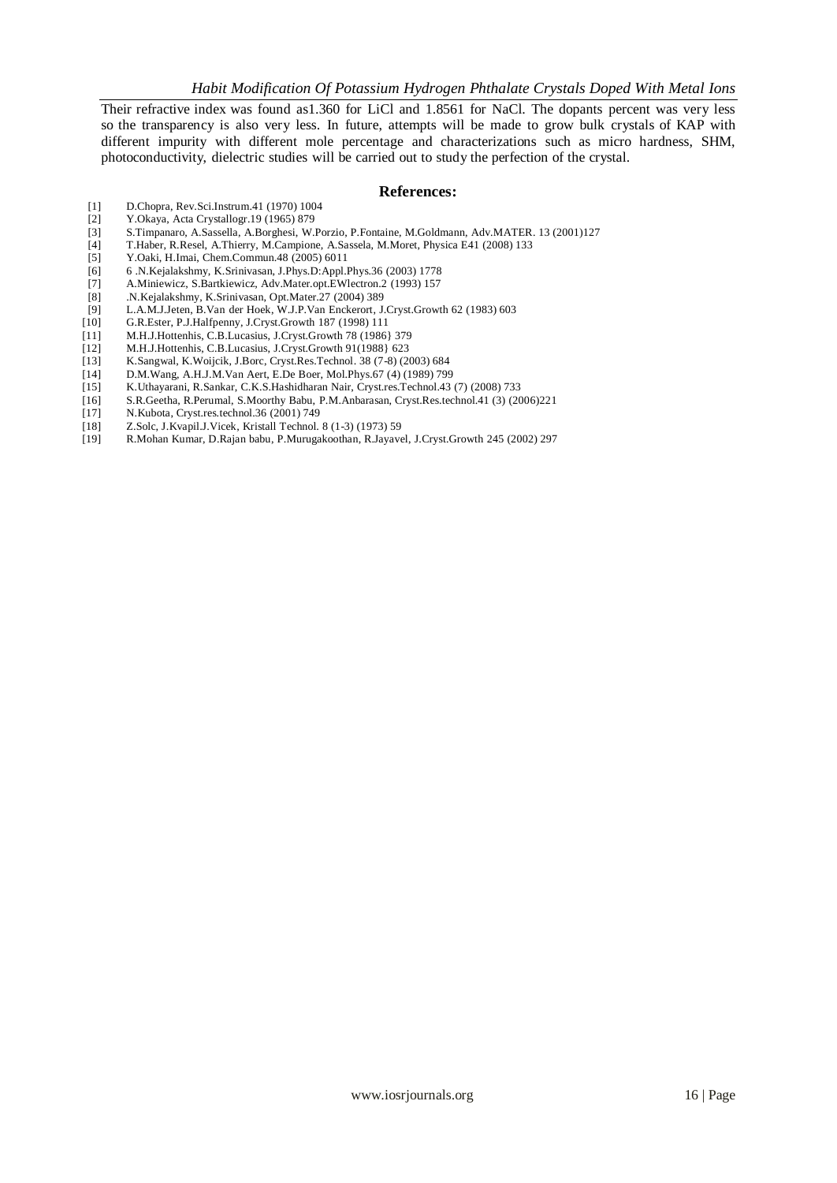Their refractive index was found as1.360 for LiCl and 1.8561 for NaCl. The dopants percent was very less so the transparency is also very less. In future, attempts will be made to grow bulk crystals of KAP with different impurity with different mole percentage and characterizations such as micro hardness, SHM, photoconductivity, dielectric studies will be carried out to study the perfection of the crystal.

## References:

[1] D.Chopra, Rev.Sci.Instrum.41 (1970) 1004

[2] Y.Okaya, Acta Crystallogr.19 (1965) 879

[3] S.Timpanaro, A.Sassella, A.Borghesi, W.Porzio, P.Fontaine, M.Goldmann, Adv.MATER. 13 (2001)127

[4] T.Haber, R.Resel, A.Thierry, M.Campione, A.Sassela, M.Moret, Physica E41 (2008) 133

[5] Y.Oaki, H.Imai, Chem.Commun.48 (2005) 6011

[6] 6 .N.Kejalakshmy, K.Srinivasan, J.Phys.D:Appl.Phys.36 (2003) 1778

[7] A.Miniewicz, S.Bartkiewicz, Adv.Mater.opt.EWlectron.2 (1993) 157

[8] .N.Kejalakshmy, K.Srinivasan, Opt.Mater.27 (2004) 389

[9] L.A.M.J.Jeten, B.Van der Hoek, W.J.P.Van Enckerort, J.Cryst.Growth 62 (1983) 603

[10] G.R.Ester, P.J.Halfpenny, J.Cryst.Growth 187 (1998) 111

[11] M.H.J.Hottenhis, C.B.Lucasius, J.Cryst.Growth 78 (1986} 379

[12] M.H.J.Hottenhis, C.B.Lucasius, J.Cryst.Growth 91(1988} 623

[13] K.Sangwal, K.Woijcik, J.Borc, Cryst.Res.Technol. 38 (7-8) (2003) 684

[14] D.M.Wang, A.H.J.M.Van Aert, E.De Boer, Mol.Phys.67 (4) (1989) 799

[15] K.Uthayarani, R.Sankar, C.K.S.Hashidharan Nair, Cryst.res.Technol.43 (7) (2008) 733

[16] S.R.Geetha, R.Perumal, S.Moorthy Babu, P.M.Anbarasan, Cryst.Res.technol.41 (3) (2006)221

[17] N.Kubota, Cryst.res.technol.36 (2001) 749

[18] Z.Solc, J.Kvapil.J.Vicek, Kristall Technol. 8 (1-3) (1973) 59

[19] R.Mohan Kumar, D.Rajan babu, P.Murugakoothan, R.Jayavel, J.Cryst.Growth 245 (2002) 297